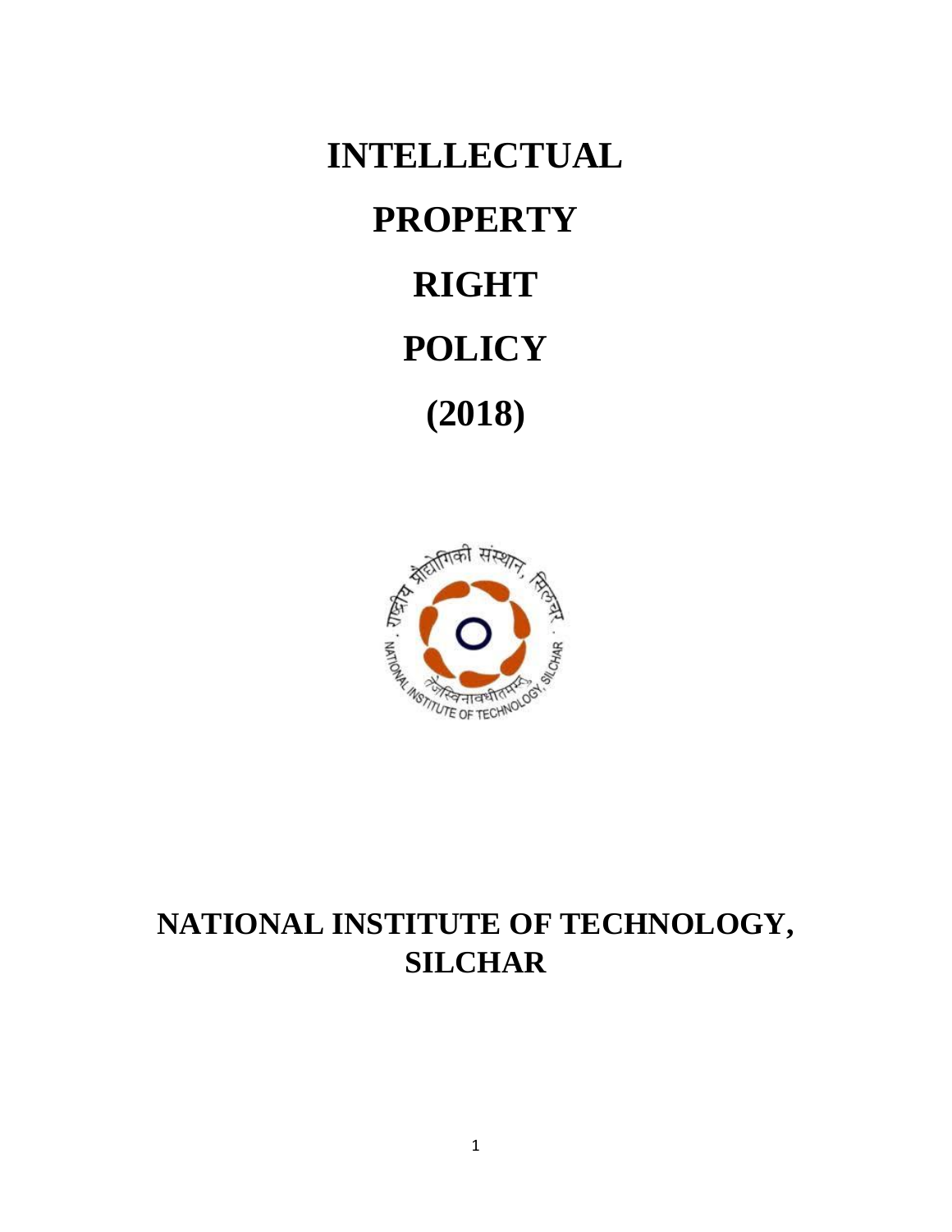# INTELLECTUAL

# PROPERTY

# RIGHT

# POLICY

# (2018)

## NATIONAL INSTITUTE OF TECHNOLOGY, SILCHAR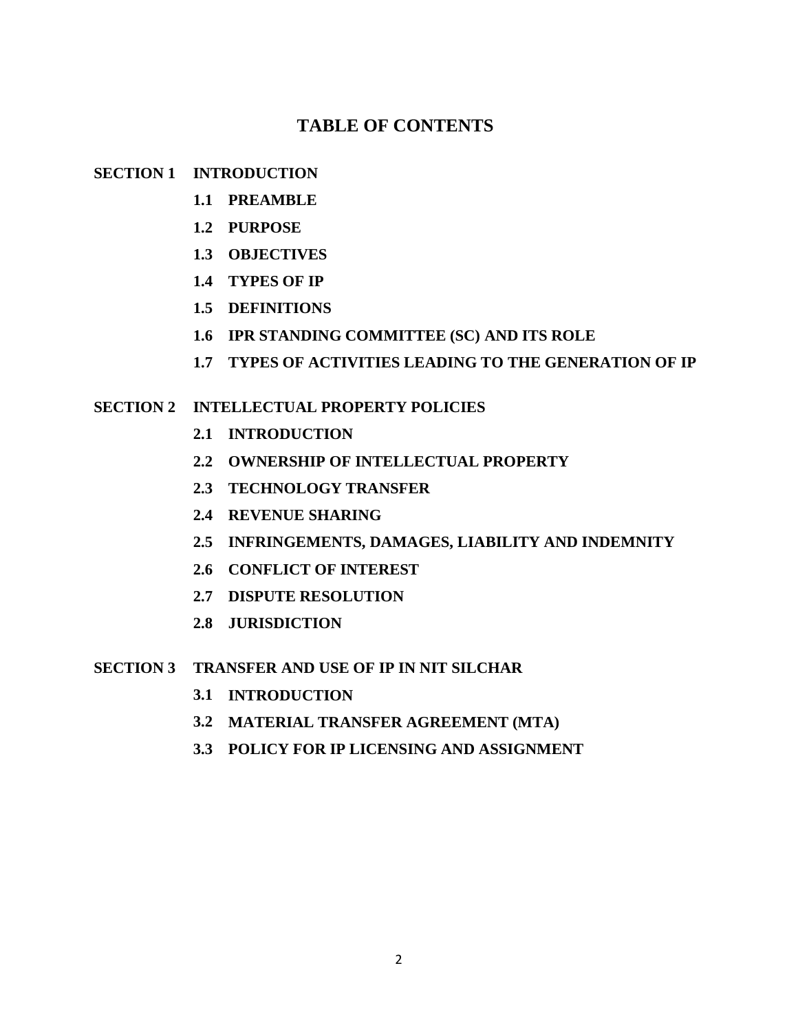# TABLE OF CONTENTS

**SECTION 1 INTRODUCTION**

- **1.1 PREAMBLE**
- **1.2 PURPOSE**
- **1.3 OBJECTIVES**
- **1.4 TYPES OF IP**
- **1.5 DEFINITIONS**
- **1.6 IPR STANDING COMMITTEE (SC) AND ITS ROLE**
- **1.7 TYPES OF ACTIVITIES LEADING TO THE GENERATION OF IP**

**SECTION 2 INTELLECTUAL PROPERTY POLICIES**

- **2.1 INTRODUCTION**
- **2.2 OWNERSHIP OF INTELLECTUAL PROPERTY**
- **2.3 TECHNOLOGY TRANSFER**
- **2.4 REVENUE SHARING**
- **2.5 INFRINGEMENTS, DAMAGES, LIABILITY AND INDEMNITY**
- **2.6 CONFLICT OF INTEREST**
- **2.7 DISPUTE RESOLUTION**
- **2.8 JURISDICTION**

**SECTION 3 TRANSFER AND USE OF IP IN NIT SILCHAR**

- **3.1 INTRODUCTION**
- **3.2 MATERIAL TRANSFER AGREEMENT (MTA)**
- **3.3 POLICY FOR IP LICENSING AND ASSIGNMENT**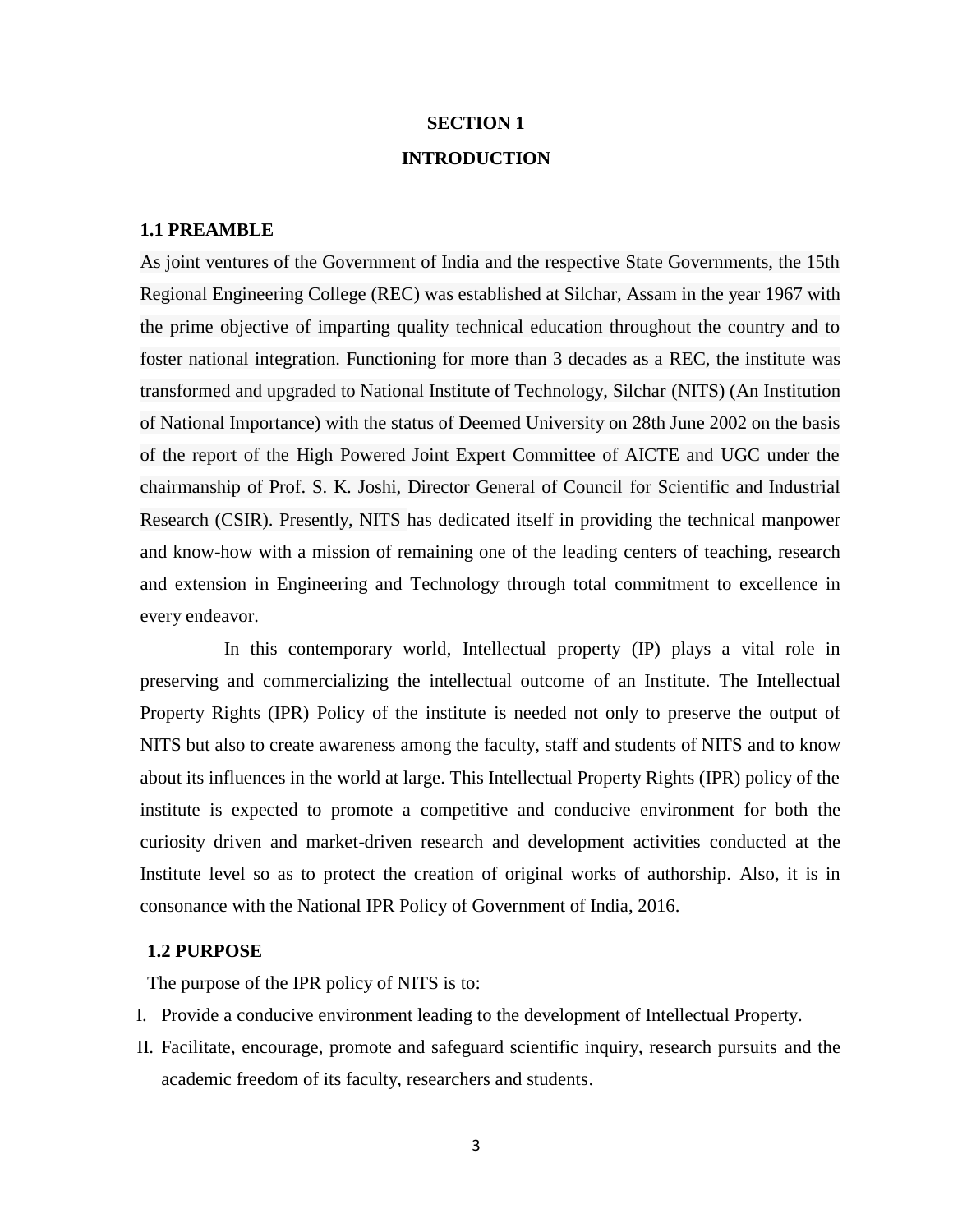# SECTION 1

# INTRODUCTION

## 1.1 PREAMBLE

As joint ventures of the Government of India and the respective State Governments, the 15th Regional Engineering College (REC) was established at Silchar, Assam in the year 1967 with the prime objective of imparting quality technical education throughout the country and to foster national integration. Functioning for more than 3 decades as a REC, the institute was transformed and upgraded to National Institute of Technology, Silchar (NITS) (An Institution of National Importance) with the status of Deemed University on 28th June 2002 on the basis of the report of the High Powered Joint Expert Committee of AICTE and UGC under the chairmanship of Prof. S. K. Joshi, Director General of Council for Scientific and Industrial Research (CSIR). Presently, NITS has dedicated itself in providing the technical manpower and know-how with a mission of remaining one of the leading centers of teaching, research and extension in Engineering and Technology through total commitment to excellence in every endeavor.

In this contemporary world, Intellectual property (IP) plays a vital role in preserving and commercializing the intellectual outcome of an Institute. The Intellectual Property Rights (IPR) Policy of the institute is needed not only to preserve the output of NITS but also to create awareness among the faculty, staff and students of NITS and to know about its influences in the world at large. This Intellectual Property Rights (IPR) policy of the institute is expected to promote a competitive and conducive environment for both the curiosity driven and market-driven research and development activities conducted at the Institute level so as to protect the creation of original works of authorship. Also, it is in consonance with the National IPR Policy of Government of India, 2016.

## 1.2 PURPOSE

The purpose of the IPR policy of NITS is to:

I. Provide a conducive environment leading to the development of Intellectual Property.
II. Facilitate, encourage, promote and safeguard scientific inquiry, research pursuits and the academic freedom of its faculty, researchers and students.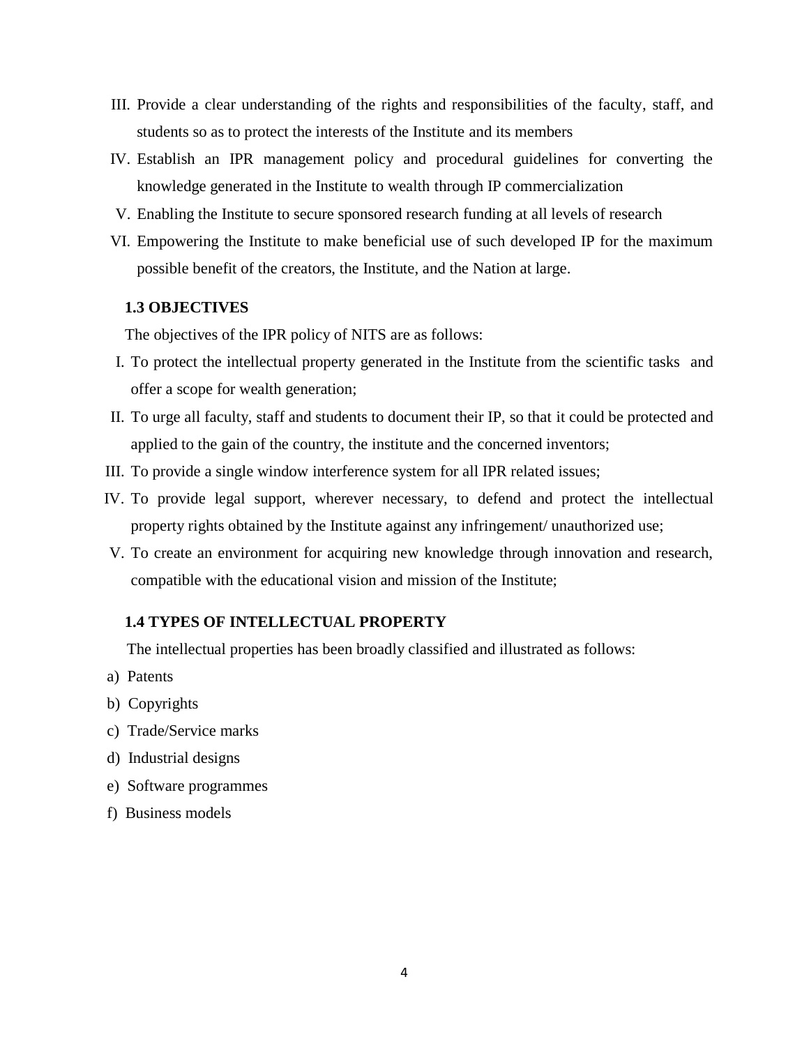III. Provide a clear understanding of the rights and responsibilities of the faculty, staff, and students so as to protect the interests of the Institute and its members

IV. Establish an IPR management policy and procedural guidelines for converting the knowledge generated in the Institute to wealth through IP commercialization

V. Enabling the Institute to secure sponsored research funding at all levels of research

VI. Empowering the Institute to make beneficial use of such developed IP for the maximum possible benefit of the creators, the Institute, and the Nation at large.

### 1.3 OBJECTIVES

The objectives of the IPR policy of NITS are as follows:

I. To protect the intellectual property generated in the Institute from the scientific tasks and offer a scope for wealth generation;

II. To urge all faculty, staff and students to document their IP, so that it could be protected and applied to the gain of the country, the institute and the concerned inventors;

III. To provide a single window interference system for all IPR related issues;

IV. To provide legal support, wherever necessary, to defend and protect the intellectual property rights obtained by the Institute against any infringement/ unauthorized use;

V. To create an environment for acquiring new knowledge through innovation and research, compatible with the educational vision and mission of the Institute;

### 1.4 TYPES OF INTELLECTUAL PROPERTY

The intellectual properties has been broadly classified and illustrated as follows:

a) Patents

b) Copyrights

c) Trade/Service marks

d) Industrial designs

e) Software programmes

f) Business models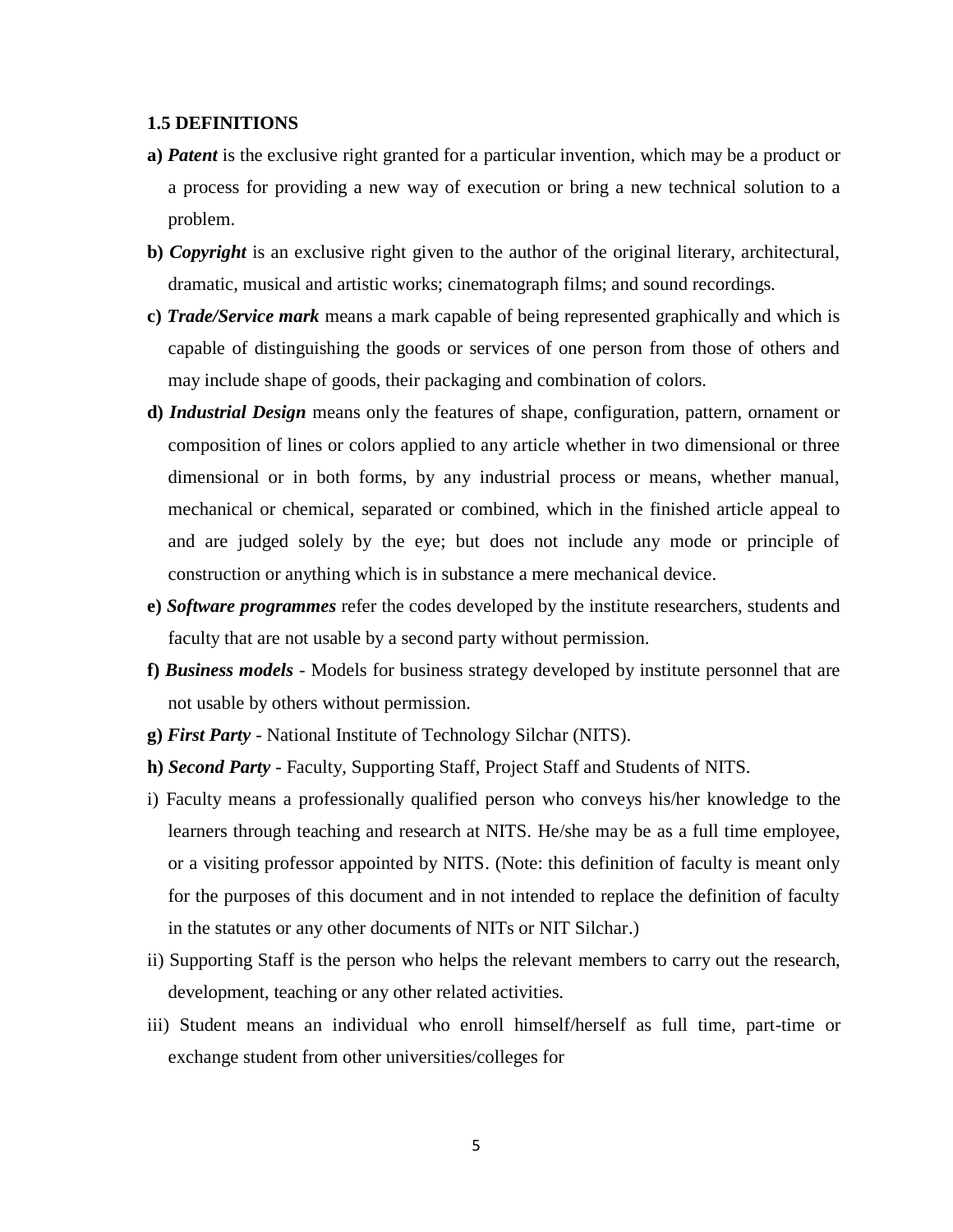### 1.5 DEFINITIONS

**a)** ***Patent*** is the exclusive right granted for a particular invention, which may be a product or a process for providing a new way of execution or bring a new technical solution to a problem.

**b)** ***Copyright*** is an exclusive right given to the author of the original literary, architectural, dramatic, musical and artistic works; cinematograph films; and sound recordings.

**c)** ***Trade/Service mark*** means a mark capable of being represented graphically and which is capable of distinguishing the goods or services of one person from those of others and may include shape of goods, their packaging and combination of colors.

**d)** ***Industrial Design*** means only the features of shape, configuration, pattern, ornament or composition of lines or colors applied to any article whether in two dimensional or three dimensional or in both forms, by any industrial process or means, whether manual, mechanical or chemical, separated or combined, which in the finished article appeal to and are judged solely by the eye; but does not include any mode or principle of construction or anything which is in substance a mere mechanical device.

**e)** ***Software programmes*** refer the codes developed by the institute researchers, students and faculty that are not usable by a second party without permission.

**f)** ***Business models*** - Models for business strategy developed by institute personnel that are not usable by others without permission.

**g)** ***First Party*** - National Institute of Technology Silchar (NITS).

**h)** ***Second Party*** - Faculty, Supporting Staff, Project Staff and Students of NITS.

i) Faculty means a professionally qualified person who conveys his/her knowledge to the learners through teaching and research at NITS. He/she may be as a full time employee, or a visiting professor appointed by NITS. (Note: this definition of faculty is meant only for the purposes of this document and in not intended to replace the definition of faculty in the statutes or any other documents of NITs or NIT Silchar.)

ii) Supporting Staff is the person who helps the relevant members to carry out the research, development, teaching or any other related activities.

iii) Student means an individual who enroll himself/herself as full time, part-time or exchange student from other universities/colleges for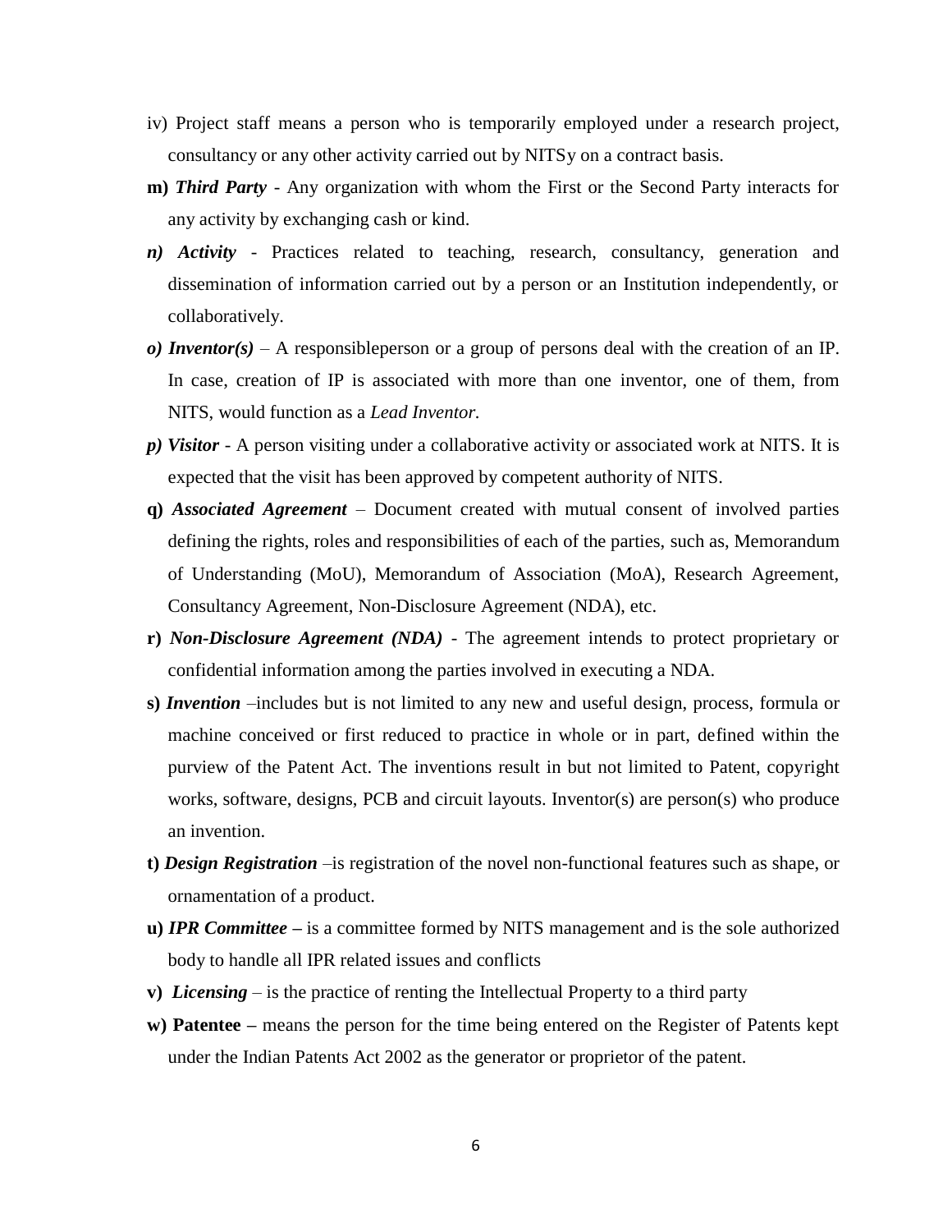iv) Project staff means a person who is temporarily employed under a research project, consultancy or any other activity carried out by NITSy on a contract basis.

**m)** ***Third Party*** - Any organization with whom the First or the Second Party interacts for any activity by exchanging cash or kind.

***n) Activity*** - Practices related to teaching, research, consultancy, generation and dissemination of information carried out by a person or an Institution independently, or collaboratively.

***o) Inventor(s)*** – A responsibleperson or a group of persons deal with the creation of an IP. In case, creation of IP is associated with more than one inventor, one of them, from NITS, would function as a *Lead Inventor.*

***p) Visitor*** - A person visiting under a collaborative activity or associated work at NITS. It is expected that the visit has been approved by competent authority of NITS.

**q)** ***Associated Agreement*** – Document created with mutual consent of involved parties defining the rights, roles and responsibilities of each of the parties, such as, Memorandum of Understanding (MoU), Memorandum of Association (MoA), Research Agreement, Consultancy Agreement, Non-Disclosure Agreement (NDA), etc.

**r)** ***Non-Disclosure Agreement (NDA)*** - The agreement intends to protect proprietary or confidential information among the parties involved in executing a NDA.

**s)** ***Invention*** –includes but is not limited to any new and useful design, process, formula or machine conceived or first reduced to practice in whole or in part, defined within the purview of the Patent Act. The inventions result in but not limited to Patent, copyright works, software, designs, PCB and circuit layouts. Inventor(s) are person(s) who produce an invention.

**t)** ***Design Registration*** –is registration of the novel non-functional features such as shape, or ornamentation of a product.

**u)** ***IPR Committee*** **–** is a committee formed by NITS management and is the sole authorized body to handle all IPR related issues and conflicts

**v)** ***Licensing*** – is the practice of renting the Intellectual Property to a third party

**w) Patentee –** means the person for the time being entered on the Register of Patents kept under the Indian Patents Act 2002 as the generator or proprietor of the patent.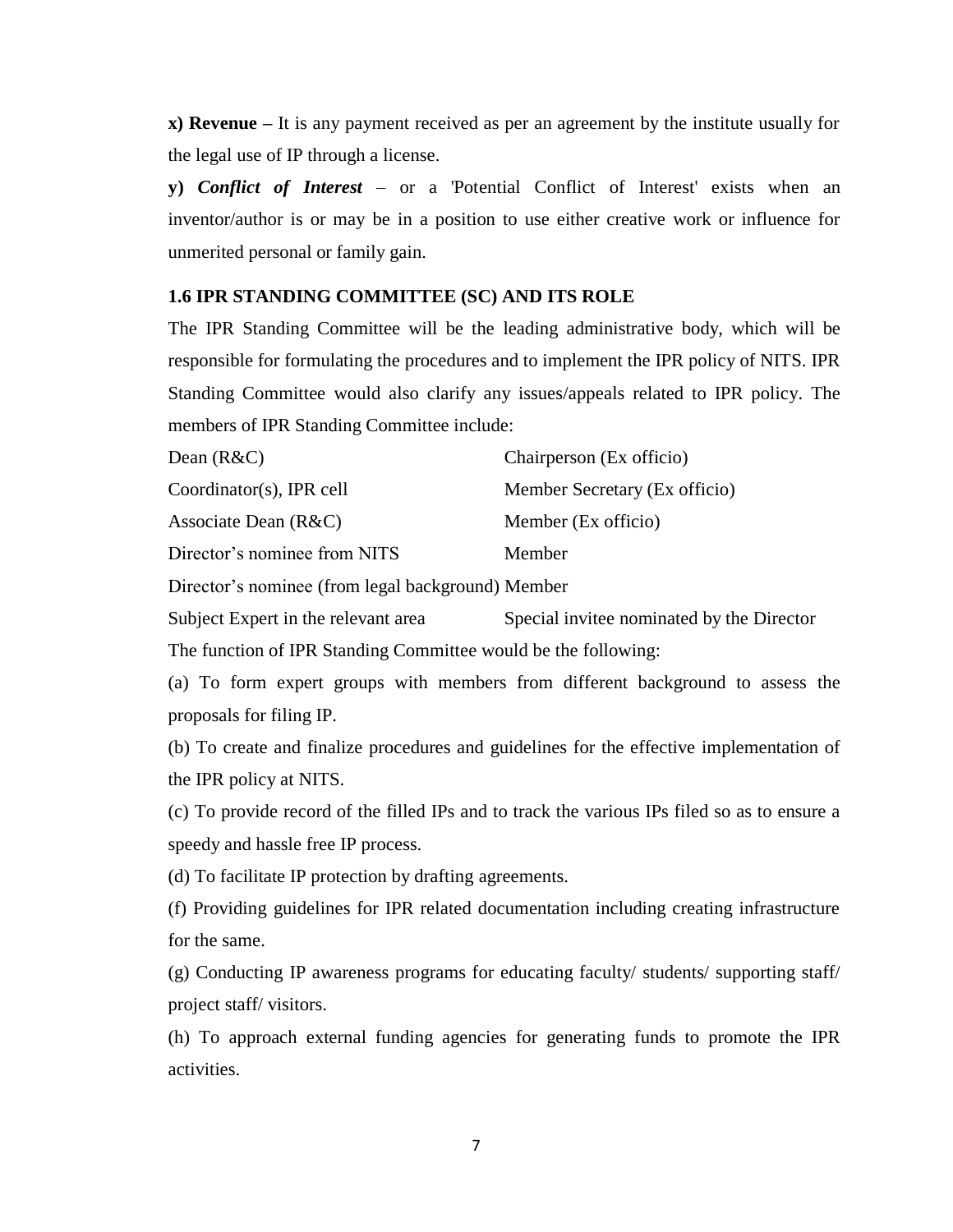**x) Revenue –** It is any payment received as per an agreement by the institute usually for the legal use of IP through a license.

**y)** ***Conflict of Interest*** – or a 'Potential Conflict of Interest' exists when an inventor/author is or may be in a position to use either creative work or influence for unmerited personal or family gain.

### 1.6 IPR STANDING COMMITTEE (SC) AND ITS ROLE

The IPR Standing Committee will be the leading administrative body, which will be responsible for formulating the procedures and to implement the IPR policy of NITS. IPR Standing Committee would also clarify any issues/appeals related to IPR policy. The members of IPR Standing Committee include:

| | |
|---|---|
| Dean (R&C) | Chairperson (Ex officio) |
| Coordinator(s), IPR cell | Member Secretary (Ex officio) |
| Associate Dean (R&C) | Member (Ex officio) |
| Director's nominee from NITS | Member |
| Director's nominee (from legal background) | Member |
| Subject Expert in the relevant area | Special invitee nominated by the Director |

The function of IPR Standing Committee would be the following:

(a) To form expert groups with members from different background to assess the proposals for filing IP.

(b) To create and finalize procedures and guidelines for the effective implementation of the IPR policy at NITS.

(c) To provide record of the filled IPs and to track the various IPs filed so as to ensure a speedy and hassle free IP process.

(d) To facilitate IP protection by drafting agreements.

(f) Providing guidelines for IPR related documentation including creating infrastructure for the same.

(g) Conducting IP awareness programs for educating faculty/ students/ supporting staff/ project staff/ visitors.

(h) To approach external funding agencies for generating funds to promote the IPR activities.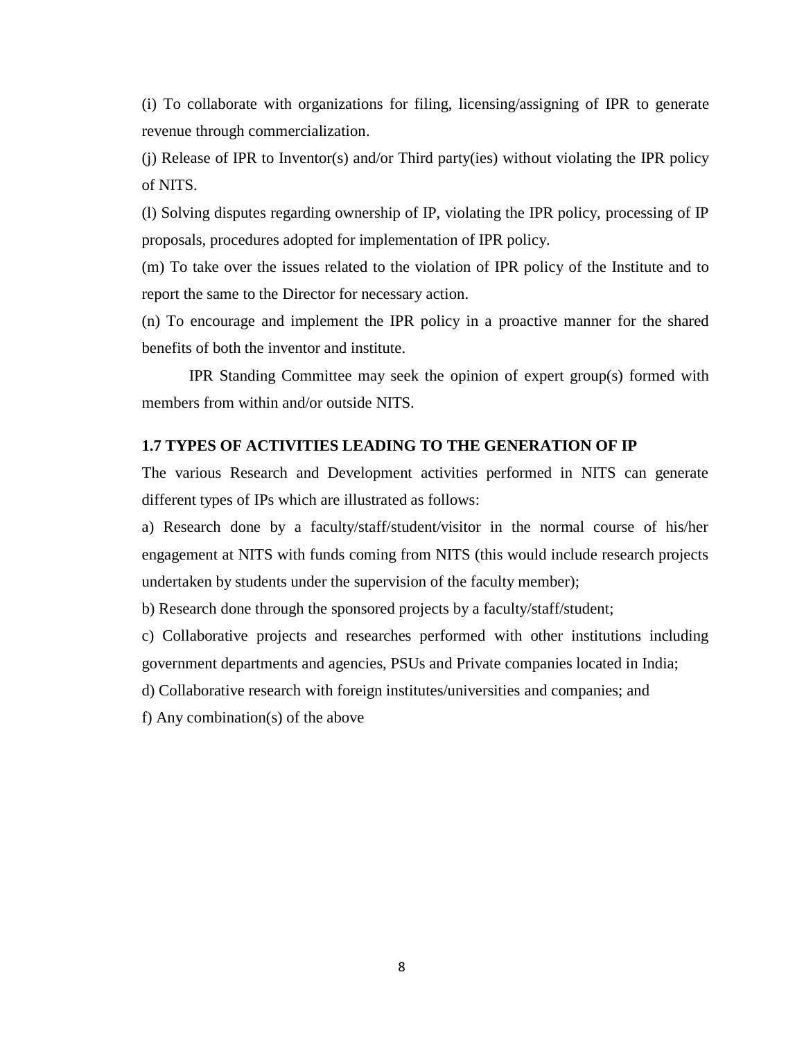(i) To collaborate with organizations for filing, licensing/assigning of IPR to generate revenue through commercialization.

(j) Release of IPR to Inventor(s) and/or Third party(ies) without violating the IPR policy of NITS.

(l) Solving disputes regarding ownership of IP, violating the IPR policy, processing of IP proposals, procedures adopted for implementation of IPR policy.

(m) To take over the issues related to the violation of IPR policy of the Institute and to report the same to the Director for necessary action.

(n) To encourage and implement the IPR policy in a proactive manner for the shared benefits of both the inventor and institute.

IPR Standing Committee may seek the opinion of expert group(s) formed with members from within and/or outside NITS.

### 1.7 TYPES OF ACTIVITIES LEADING TO THE GENERATION OF IP

The various Research and Development activities performed in NITS can generate different types of IPs which are illustrated as follows:

a) Research done by a faculty/staff/student/visitor in the normal course of his/her engagement at NITS with funds coming from NITS (this would include research projects undertaken by students under the supervision of the faculty member);

b) Research done through the sponsored projects by a faculty/staff/student;

c) Collaborative projects and researches performed with other institutions including government departments and agencies, PSUs and Private companies located in India;

d) Collaborative research with foreign institutes/universities and companies; and

f) Any combination(s) of the above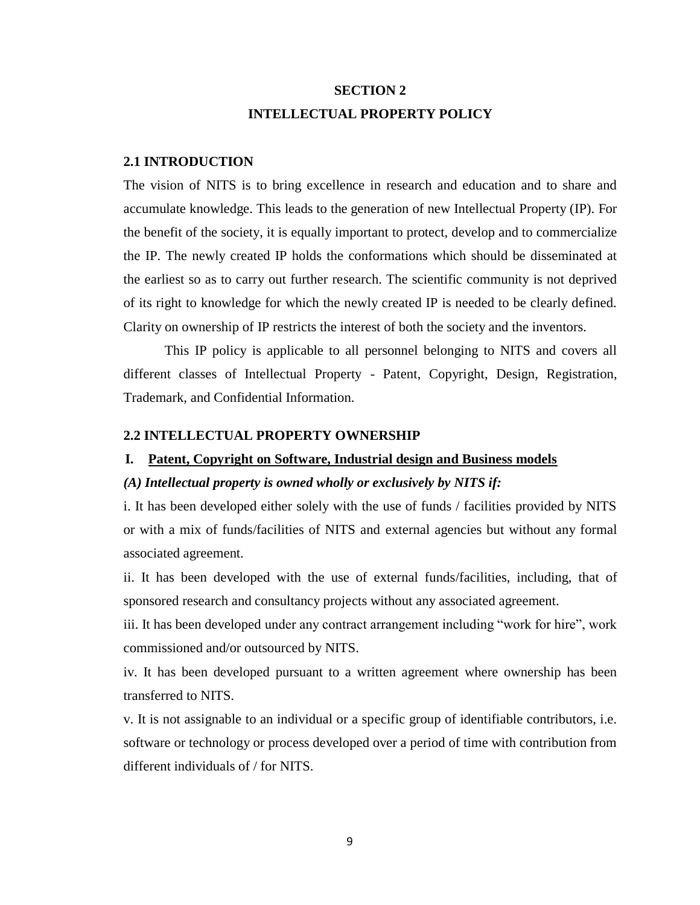# SECTION 2

# INTELLECTUAL PROPERTY POLICY

## 2.1 INTRODUCTION

The vision of NITS is to bring excellence in research and education and to share and accumulate knowledge. This leads to the generation of new Intellectual Property (IP). For the benefit of the society, it is equally important to protect, develop and to commercialize the IP. The newly created IP holds the conformations which should be disseminated at the earliest so as to carry out further research. The scientific community is not deprived of its right to knowledge for which the newly created IP is needed to be clearly defined. Clarity on ownership of IP restricts the interest of both the society and the inventors.

This IP policy is applicable to all personnel belonging to NITS and covers all different classes of Intellectual Property - Patent, Copyright, Design, Registration, Trademark, and Confidential Information.

## 2.2 INTELLECTUAL PROPERTY OWNERSHIP

### I. Patent, Copyright on Software, Industrial design and Business models

***(A) Intellectual property is owned wholly or exclusively by NITS if:***

i. It has been developed either solely with the use of funds / facilities provided by NITS or with a mix of funds/facilities of NITS and external agencies but without any formal associated agreement.

ii. It has been developed with the use of external funds/facilities, including, that of sponsored research and consultancy projects without any associated agreement.

iii. It has been developed under any contract arrangement including "work for hire", work commissioned and/or outsourced by NITS.

iv. It has been developed pursuant to a written agreement where ownership has been transferred to NITS.

v. It is not assignable to an individual or a specific group of identifiable contributors, i.e. software or technology or process developed over a period of time with contribution from different individuals of / for NITS.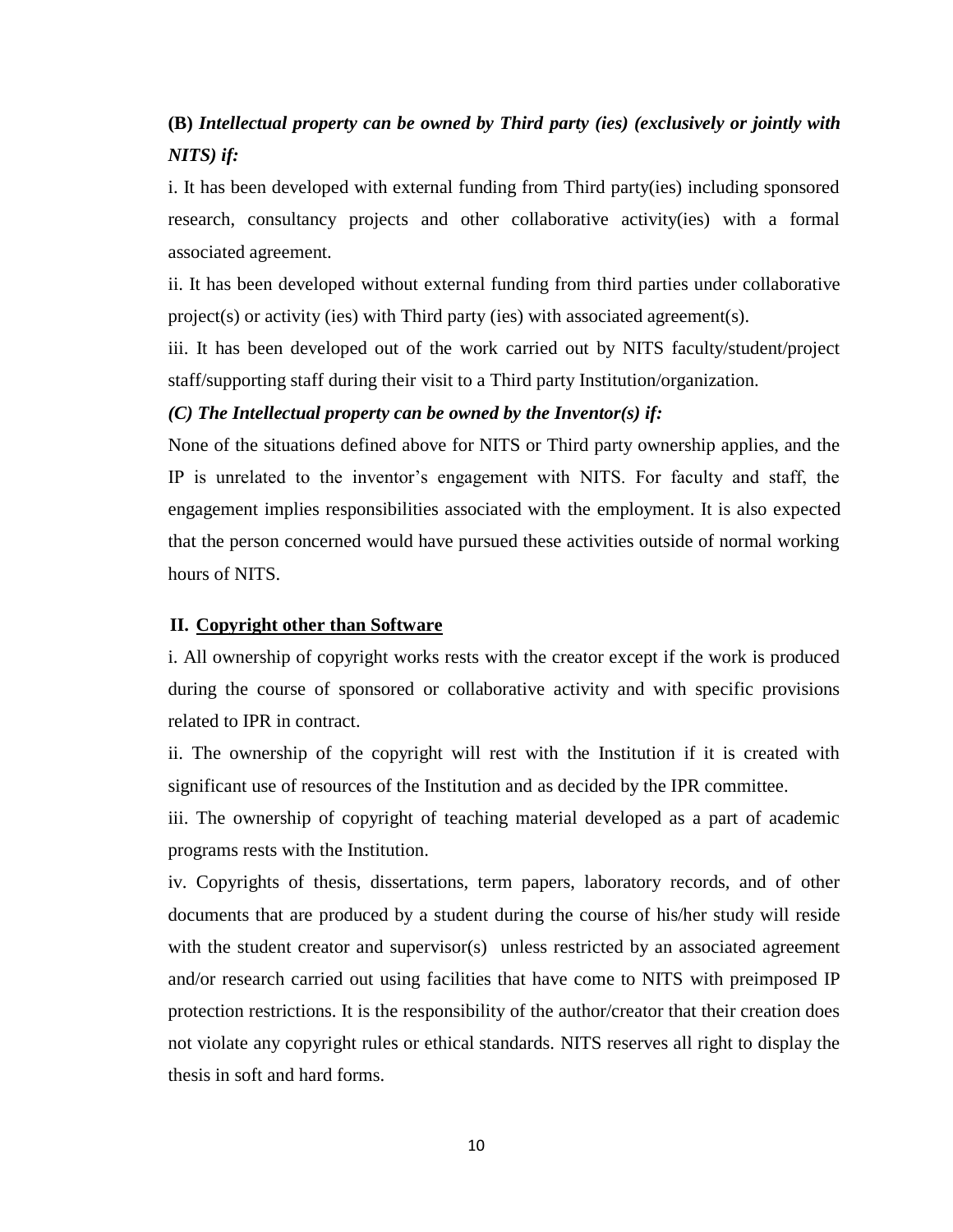**(B)** ***Intellectual property can be owned by Third party (ies) (exclusively or jointly with NITS) if:***

i. It has been developed with external funding from Third party(ies) including sponsored research, consultancy projects and other collaborative activity(ies) with a formal associated agreement.

ii. It has been developed without external funding from third parties under collaborative project(s) or activity (ies) with Third party (ies) with associated agreement(s).

iii. It has been developed out of the work carried out by NITS faculty/student/project staff/supporting staff during their visit to a Third party Institution/organization.

***(C) The Intellectual property can be owned by the Inventor(s) if:***

None of the situations defined above for NITS or Third party ownership applies, and the IP is unrelated to the inventor's engagement with NITS. For faculty and staff, the engagement implies responsibilities associated with the employment. It is also expected that the person concerned would have pursued these activities outside of normal working hours of NITS.

**II. Copyright other than Software**

i. All ownership of copyright works rests with the creator except if the work is produced during the course of sponsored or collaborative activity and with specific provisions related to IPR in contract.

ii. The ownership of the copyright will rest with the Institution if it is created with significant use of resources of the Institution and as decided by the IPR committee.

iii. The ownership of copyright of teaching material developed as a part of academic programs rests with the Institution.

iv. Copyrights of thesis, dissertations, term papers, laboratory records, and of other documents that are produced by a student during the course of his/her study will reside with the student creator and supervisor(s) unless restricted by an associated agreement and/or research carried out using facilities that have come to NITS with preimposed IP protection restrictions. It is the responsibility of the author/creator that their creation does not violate any copyright rules or ethical standards. NITS reserves all right to display the thesis in soft and hard forms.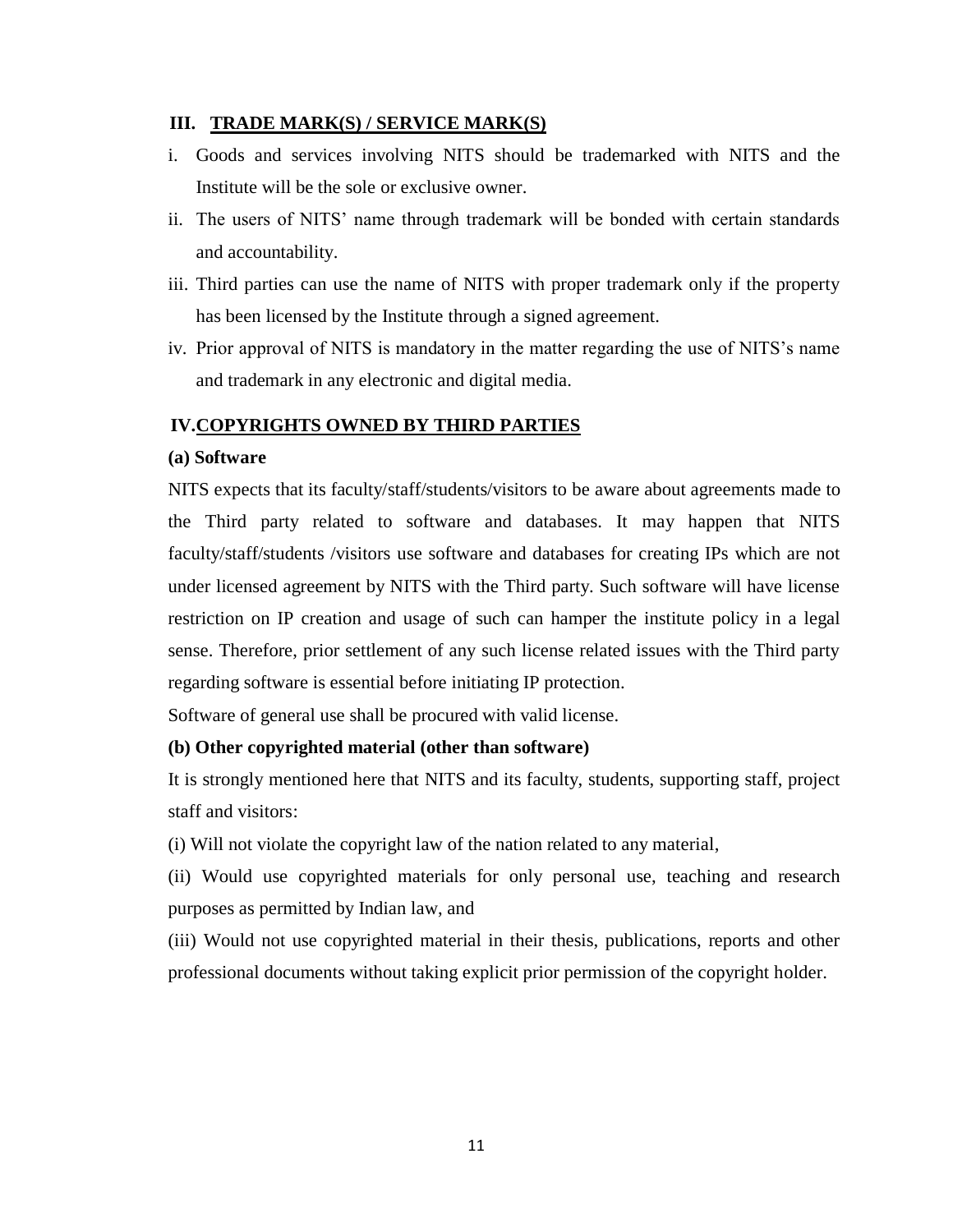## III. TRADE MARK(S) / SERVICE MARK(S)

i. Goods and services involving NITS should be trademarked with NITS and the Institute will be the sole or exclusive owner.

ii. The users of NITS' name through trademark will be bonded with certain standards and accountability.

iii. Third parties can use the name of NITS with proper trademark only if the property has been licensed by the Institute through a signed agreement.

iv. Prior approval of NITS is mandatory in the matter regarding the use of NITS's name and trademark in any electronic and digital media.

## IV. COPYRIGHTS OWNED BY THIRD PARTIES

**(a) Software**

NITS expects that its faculty/staff/students/visitors to be aware about agreements made to the Third party related to software and databases. It may happen that NITS faculty/staff/students /visitors use software and databases for creating IPs which are not under licensed agreement by NITS with the Third party. Such software will have license restriction on IP creation and usage of such can hamper the institute policy in a legal sense. Therefore, prior settlement of any such license related issues with the Third party regarding software is essential before initiating IP protection.

Software of general use shall be procured with valid license.

**(b) Other copyrighted material (other than software)**

It is strongly mentioned here that NITS and its faculty, students, supporting staff, project staff and visitors:

(i) Will not violate the copyright law of the nation related to any material,

(ii) Would use copyrighted materials for only personal use, teaching and research purposes as permitted by Indian law, and

(iii) Would not use copyrighted material in their thesis, publications, reports and other professional documents without taking explicit prior permission of the copyright holder.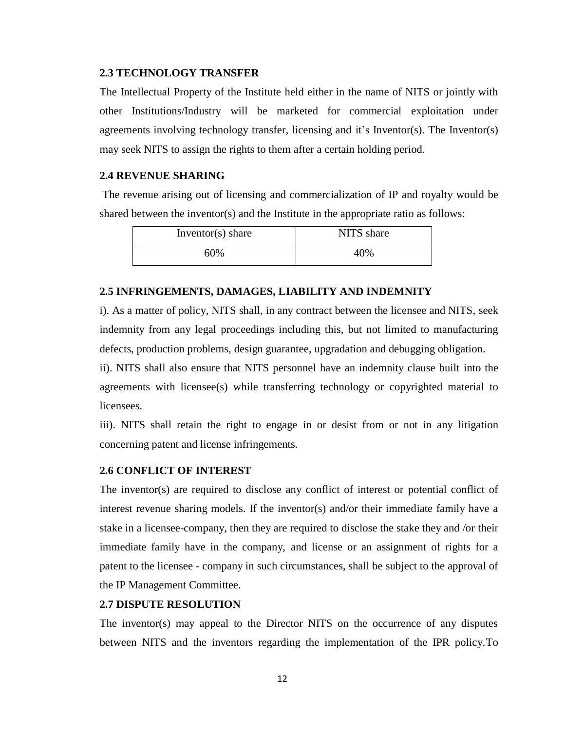### 2.3 TECHNOLOGY TRANSFER

The Intellectual Property of the Institute held either in the name of NITS or jointly with other Institutions/Industry will be marketed for commercial exploitation under agreements involving technology transfer, licensing and it's Inventor(s). The Inventor(s) may seek NITS to assign the rights to them after a certain holding period.

### 2.4 REVENUE SHARING

The revenue arising out of licensing and commercialization of IP and royalty would be shared between the inventor(s) and the Institute in the appropriate ratio as follows:

| Inventor(s) share | NITS share |
| --- | --- |
| 60% | 40% |

### 2.5 INFRINGEMENTS, DAMAGES, LIABILITY AND INDEMNITY

i). As a matter of policy, NITS shall, in any contract between the licensee and NITS, seek indemnity from any legal proceedings including this, but not limited to manufacturing defects, production problems, design guarantee, upgradation and debugging obligation.

ii). NITS shall also ensure that NITS personnel have an indemnity clause built into the agreements with licensee(s) while transferring technology or copyrighted material to licensees.

iii). NITS shall retain the right to engage in or desist from or not in any litigation concerning patent and license infringements.

### 2.6 CONFLICT OF INTEREST

The inventor(s) are required to disclose any conflict of interest or potential conflict of interest revenue sharing models. If the inventor(s) and/or their immediate family have a stake in a licensee-company, then they are required to disclose the stake they and /or their immediate family have in the company, and license or an assignment of rights for a patent to the licensee - company in such circumstances, shall be subject to the approval of the IP Management Committee.

### 2.7 DISPUTE RESOLUTION

The inventor(s) may appeal to the Director NITS on the occurrence of any disputes between NITS and the inventors regarding the implementation of the IPR policy.To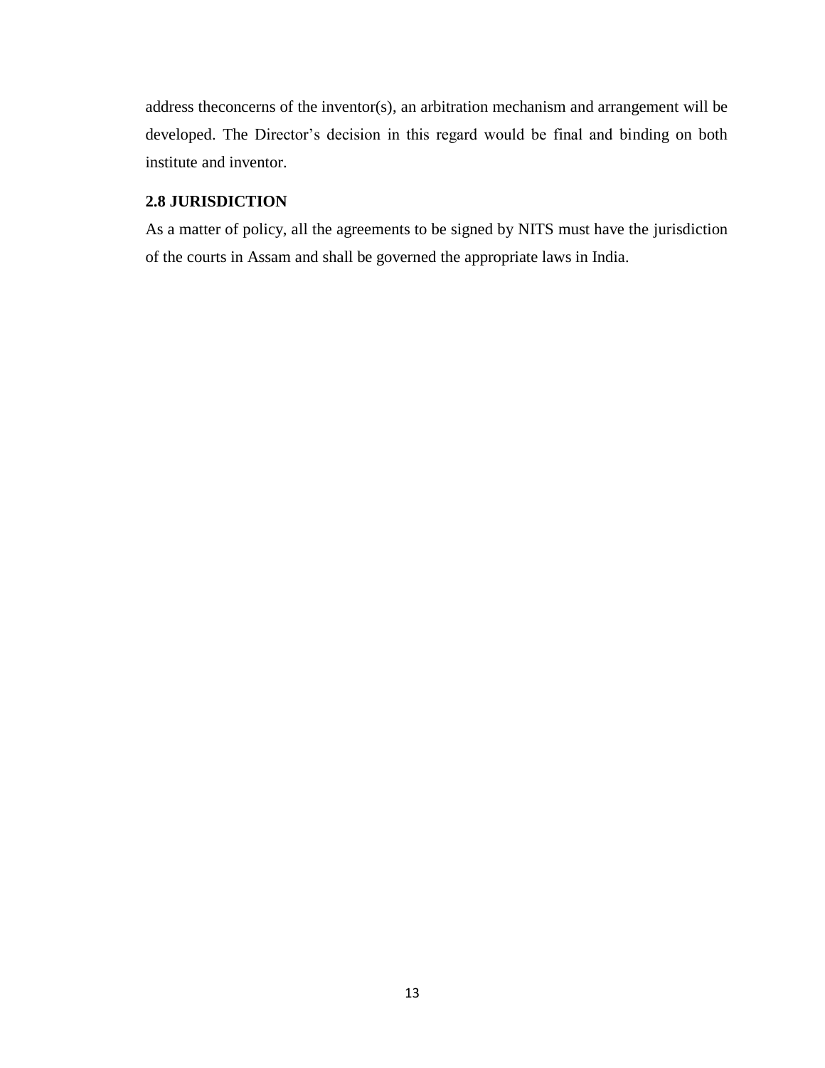address theconcerns of the inventor(s), an arbitration mechanism and arrangement will be developed. The Director's decision in this regard would be final and binding on both institute and inventor.

**2.8 JURISDICTION**

As a matter of policy, all the agreements to be signed by NITS must have the jurisdiction of the courts in Assam and shall be governed the appropriate laws in India.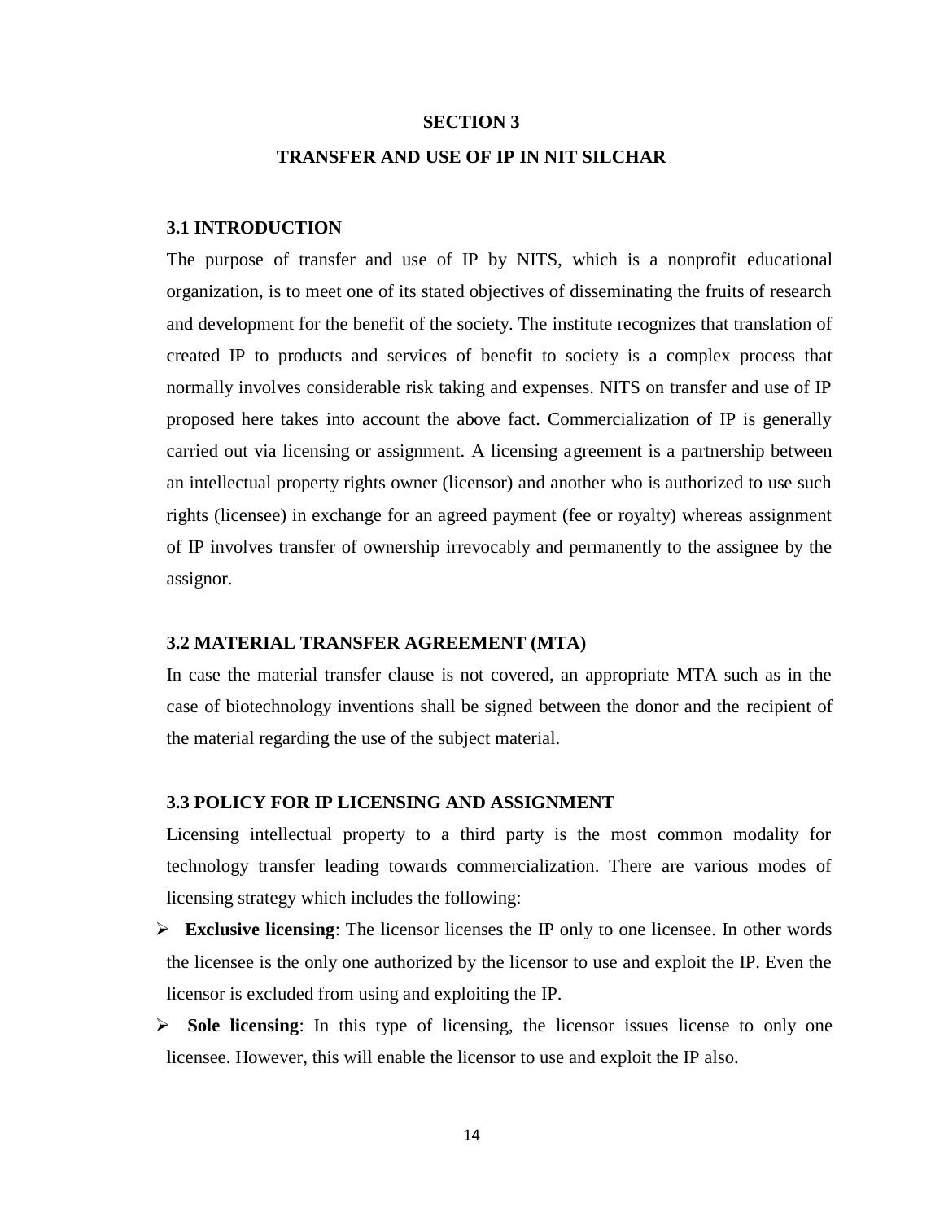# SECTION 3

# TRANSFER AND USE OF IP IN NIT SILCHAR

## 3.1 INTRODUCTION

The purpose of transfer and use of IP by NITS, which is a nonprofit educational organization, is to meet one of its stated objectives of disseminating the fruits of research and development for the benefit of the society. The institute recognizes that translation of created IP to products and services of benefit to society is a complex process that normally involves considerable risk taking and expenses. NITS on transfer and use of IP proposed here takes into account the above fact. Commercialization of IP is generally carried out via licensing or assignment. A licensing agreement is a partnership between an intellectual property rights owner (licensor) and another who is authorized to use such rights (licensee) in exchange for an agreed payment (fee or royalty) whereas assignment of IP involves transfer of ownership irrevocably and permanently to the assignee by the assignor.

## 3.2 MATERIAL TRANSFER AGREEMENT (MTA)

In case the material transfer clause is not covered, an appropriate MTA such as in the case of biotechnology inventions shall be signed between the donor and the recipient of the material regarding the use of the subject material.

## 3.3 POLICY FOR IP LICENSING AND ASSIGNMENT

Licensing intellectual property to a third party is the most common modality for technology transfer leading towards commercialization. There are various modes of licensing strategy which includes the following:

- **Exclusive licensing**: The licensor licenses the IP only to one licensee. In other words the licensee is the only one authorized by the licensor to use and exploit the IP. Even the licensor is excluded from using and exploiting the IP.
- **Sole licensing**: In this type of licensing, the licensor issues license to only one licensee. However, this will enable the licensor to use and exploit the IP also.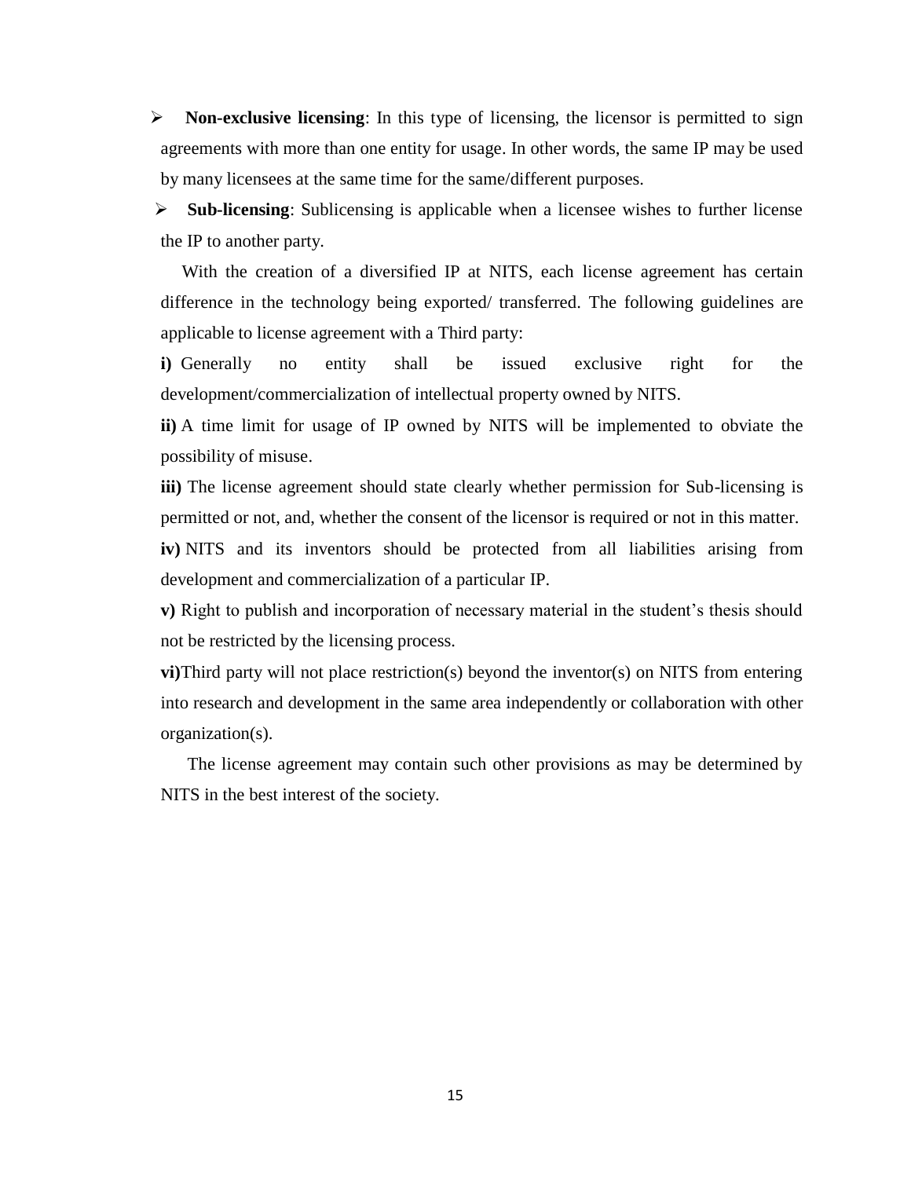- **Non-exclusive licensing**: In this type of licensing, the licensor is permitted to sign agreements with more than one entity for usage. In other words, the same IP may be used by many licensees at the same time for the same/different purposes.
- **Sub-licensing**: Sublicensing is applicable when a licensee wishes to further license the IP to another party.

With the creation of a diversified IP at NITS, each license agreement has certain difference in the technology being exported/ transferred. The following guidelines are applicable to license agreement with a Third party:

**i)** Generally no entity shall be issued exclusive right for the development/commercialization of intellectual property owned by NITS.

**ii)** A time limit for usage of IP owned by NITS will be implemented to obviate the possibility of misuse.

**iii)** The license agreement should state clearly whether permission for Sub-licensing is permitted or not, and, whether the consent of the licensor is required or not in this matter.

**iv)** NITS and its inventors should be protected from all liabilities arising from development and commercialization of a particular IP.

**v)** Right to publish and incorporation of necessary material in the student's thesis should not be restricted by the licensing process.

**vi)**Third party will not place restriction(s) beyond the inventor(s) on NITS from entering into research and development in the same area independently or collaboration with other organization(s).

The license agreement may contain such other provisions as may be determined by NITS in the best interest of the society.